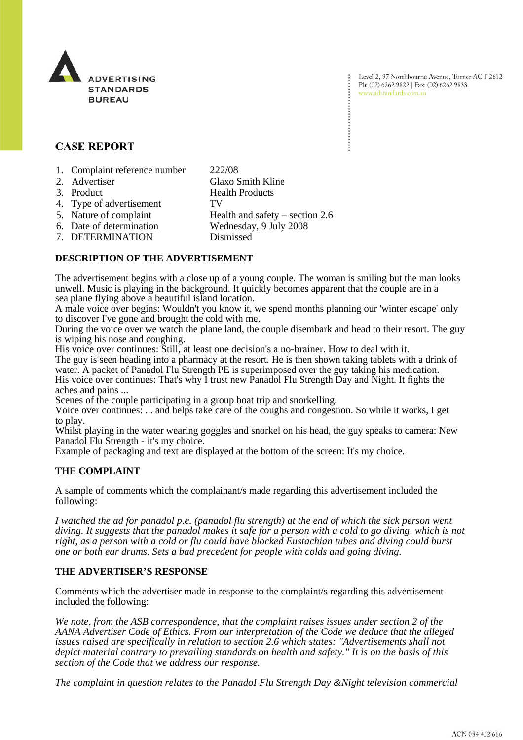ADVERTISING STANDARDS BUREAU

Level 2, 97 Northbourne Avenue, Turner ACT 2612
Ph: (02) 6262 9822 | Fax: (02) 6262 9833
www.adstandards.com.au

# CASE REPORT

1. Complaint reference number 222/08
2. Advertiser Glaxo Smith Kline
3. Product Health Products
4. Type of advertisement TV
5. Nature of complaint Health and safety – section 2.6
6. Date of determination Wednesday, 9 July 2008
7. DETERMINATION Dismissed

## DESCRIPTION OF THE ADVERTISEMENT

The advertisement begins with a close up of a young couple. The woman is smiling but the man looks unwell. Music is playing in the background. It quickly becomes apparent that the couple are in a sea plane flying above a beautiful island location.
A male voice over begins: Wouldn't you know it, we spend months planning our 'winter escape' only to discover I've gone and brought the cold with me.
During the voice over we watch the plane land, the couple disembark and head to their resort. The guy is wiping his nose and coughing.
His voice over continues: Still, at least one decision's a no-brainer. How to deal with it.
The guy is seen heading into a pharmacy at the resort. He is then shown taking tablets with a drink of water. A packet of Panadol Flu Strength PE is superimposed over the guy taking his medication.
His voice over continues: That's why I trust new Panadol Flu Strength Day and Night. It fights the aches and pains ...
Scenes of the couple participating in a group boat trip and snorkelling.
Voice over continues: ... and helps take care of the coughs and congestion. So while it works, I get to play.
Whilst playing in the water wearing goggles and snorkel on his head, the guy speaks to camera: New Panadol Flu Strength - it's my choice.
Example of packaging and text are displayed at the bottom of the screen: It's my choice.

## THE COMPLAINT

A sample of comments which the complainant/s made regarding this advertisement included the following:

*I watched the ad for panadol p.e. (panadol flu strength) at the end of which the sick person went diving. It suggests that the panadol makes it safe for a person with a cold to go diving, which is not right, as a person with a cold or flu could have blocked Eustachian tubes and diving could burst one or both ear drums. Sets a bad precedent for people with colds and going diving.*

## THE ADVERTISER'S RESPONSE

Comments which the advertiser made in response to the complaint/s regarding this advertisement included the following:

*We note, from the ASB correspondence, that the complaint raises issues under section 2 of the AANA Advertiser Code of Ethics. From our interpretation of the Code we deduce that the alleged issues raised are specifically in relation to section 2.6 which states: "Advertisements shall not depict material contrary to prevailing standards on health and safety." It is on the basis of this section of the Code that we address our response.*

*The complaint in question relates to the PanadoI Flu Strength Day &Night television commercial*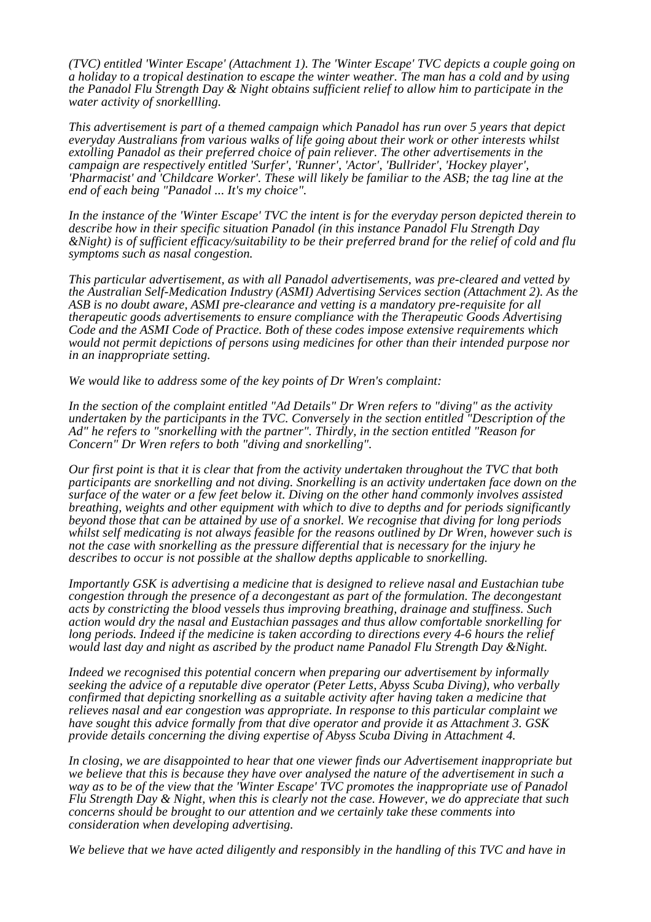*(TVC) entitled 'Winter Escape' (Attachment 1). The 'Winter Escape' TVC depicts a couple going on a holiday to a tropical destination to escape the winter weather. The man has a cold and by using the Panadol Flu Strength Day & Night obtains sufficient relief to allow him to participate in the water activity of snorkellling.*

*This advertisement is part of a themed campaign which Panadol has run over 5 years that depict everyday Australians from various walks of life going about their work or other interests whilst extolling Panadol as their preferred choice of pain reliever. The other advertisements in the campaign are respectively entitled 'Surfer', 'Runner', 'Actor', 'Bullrider', 'Hockey player', 'Pharmacist' and 'Childcare Worker'. These will likely be familiar to the ASB; the tag line at the end of each being "Panadol ... It's my choice".*

*In the instance of the 'Winter Escape' TVC the intent is for the everyday person depicted therein to describe how in their specific situation Panadol (in this instance Panadol Flu Strength Day &Night) is of sufficient efficacy/suitability to be their preferred brand for the relief of cold and flu symptoms such as nasal congestion.*

*This particular advertisement, as with all Panadol advertisements, was pre-cleared and vetted by the Australian Self-Medication Industry (ASMI) Advertising Services section (Attachment 2). As the ASB is no doubt aware, ASMI pre-clearance and vetting is a mandatory pre-requisite for all therapeutic goods advertisements to ensure compliance with the Therapeutic Goods Advertising Code and the ASMI Code of Practice. Both of these codes impose extensive requirements which would not permit depictions of persons using medicines for other than their intended purpose nor in an inappropriate setting.*

*We would like to address some of the key points of Dr Wren's complaint:*

*In the section of the complaint entitled "Ad Details" Dr Wren refers to "diving" as the activity undertaken by the participants in the TVC. Conversely in the section entitled "Description of the Ad" he refers to "snorkelling with the partner". Thirdly, in the section entitled "Reason for Concern" Dr Wren refers to both "diving and snorkelling".*

*Our first point is that it is clear that from the activity undertaken throughout the TVC that both participants are snorkelling and not diving. Snorkelling is an activity undertaken face down on the surface of the water or a few feet below it. Diving on the other hand commonly involves assisted breathing, weights and other equipment with which to dive to depths and for periods significantly beyond those that can be attained by use of a snorkel. We recognise that diving for long periods whilst self medicating is not always feasible for the reasons outlined by Dr Wren, however such is not the case with snorkelling as the pressure differential that is necessary for the injury he describes to occur is not possible at the shallow depths applicable to snorkelling.*

*Importantly GSK is advertising a medicine that is designed to relieve nasal and Eustachian tube congestion through the presence of a decongestant as part of the formulation. The decongestant acts by constricting the blood vessels thus improving breathing, drainage and stuffiness. Such action would dry the nasal and Eustachian passages and thus allow comfortable snorkelling for long periods. Indeed if the medicine is taken according to directions every 4-6 hours the relief would last day and night as ascribed by the product name Panadol Flu Strength Day &Night.*

*Indeed we recognised this potential concern when preparing our advertisement by informally seeking the advice of a reputable dive operator (Peter Letts, Abyss Scuba Diving), who verbally confirmed that depicting snorkelling as a suitable activity after having taken a medicine that relieves nasal and ear congestion was appropriate. In response to this particular complaint we have sought this advice formally from that dive operator and provide it as Attachment 3. GSK provide details concerning the diving expertise of Abyss Scuba Diving in Attachment 4.*

*In closing, we are disappointed to hear that one viewer finds our Advertisement inappropriate but we believe that this is because they have over analysed the nature of the advertisement in such a way as to be of the view that the 'Winter Escape' TVC promotes the inappropriate use of Panadol Flu Strength Day & Night, when this is clearly not the case. However, we do appreciate that such concerns should be brought to our attention and we certainly take these comments into consideration when developing advertising.*

*We believe that we have acted diligently and responsibly in the handling of this TVC and have in*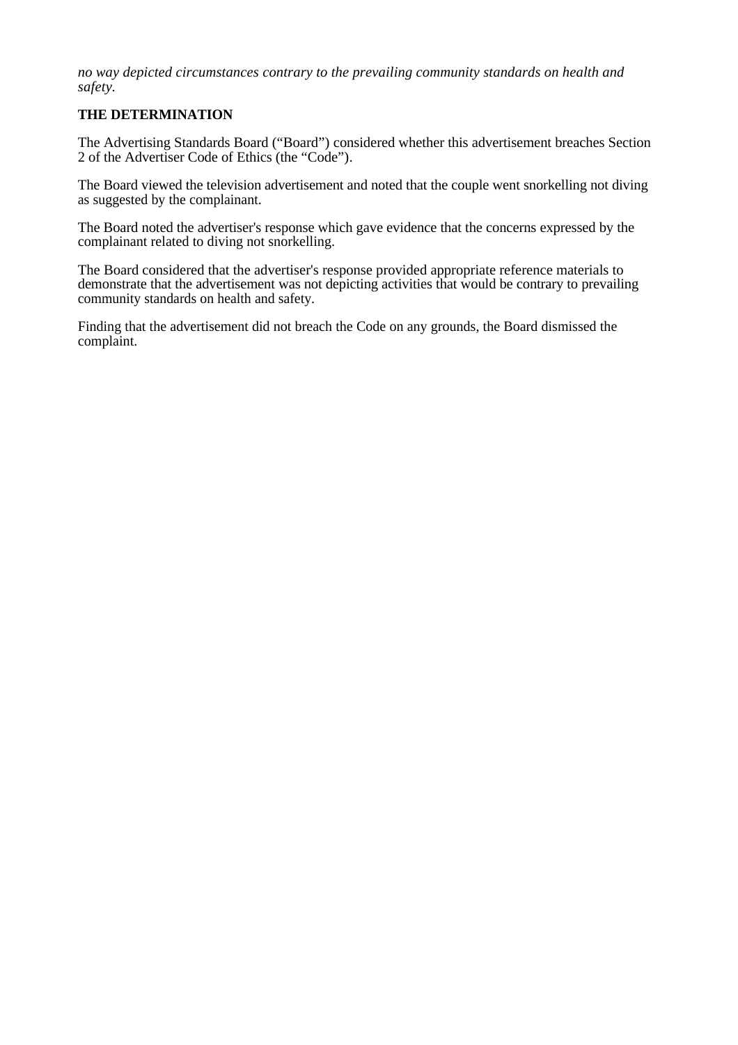*no way depicted circumstances contrary to the prevailing community standards on health and safety.*

**THE DETERMINATION**

The Advertising Standards Board ("Board") considered whether this advertisement breaches Section 2 of the Advertiser Code of Ethics (the "Code").

The Board viewed the television advertisement and noted that the couple went snorkelling not diving as suggested by the complainant.

The Board noted the advertiser's response which gave evidence that the concerns expressed by the complainant related to diving not snorkelling.

The Board considered that the advertiser's response provided appropriate reference materials to demonstrate that the advertisement was not depicting activities that would be contrary to prevailing community standards on health and safety.

Finding that the advertisement did not breach the Code on any grounds, the Board dismissed the complaint.